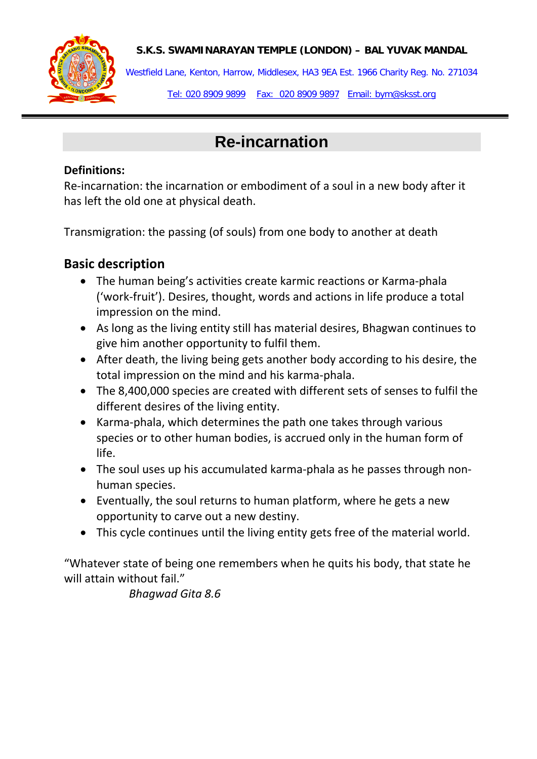**S.K.S. SWAMINARAYAN TEMPLE (LONDON) – BAL YUVAK MANDAL**

Westfield Lane, Kenton, Harrow, Middlesex, HA3 9EA Est. 1966 Charity Reg. No. 271034

Tel: 020 8909 9899 Fax: 020 8909 9897 Email: bym@sksst.org

# Re-incarnation

**Definitions:**

Re-incarnation: the incarnation or embodiment of a soul in a new body after it has left the old one at physical death.

Transmigration: the passing (of souls) from one body to another at death

## Basic description

- The human being's activities create karmic reactions or Karma-phala ('work-fruit'). Desires, thought, words and actions in life produce a total impression on the mind.
- As long as the living entity still has material desires, Bhagwan continues to give him another opportunity to fulfil them.
- After death, the living being gets another body according to his desire, the total impression on the mind and his karma-phala.
- The 8,400,000 species are created with different sets of senses to fulfil the different desires of the living entity.
- Karma-phala, which determines the path one takes through various species or to other human bodies, is accrued only in the human form of life.
- The soul uses up his accumulated karma-phala as he passes through non-human species.
- Eventually, the soul returns to human platform, where he gets a new opportunity to carve out a new destiny.
- This cycle continues until the living entity gets free of the material world.

"Whatever state of being one remembers when he quits his body, that state he will attain without fail."

*Bhagwad Gita 8.6*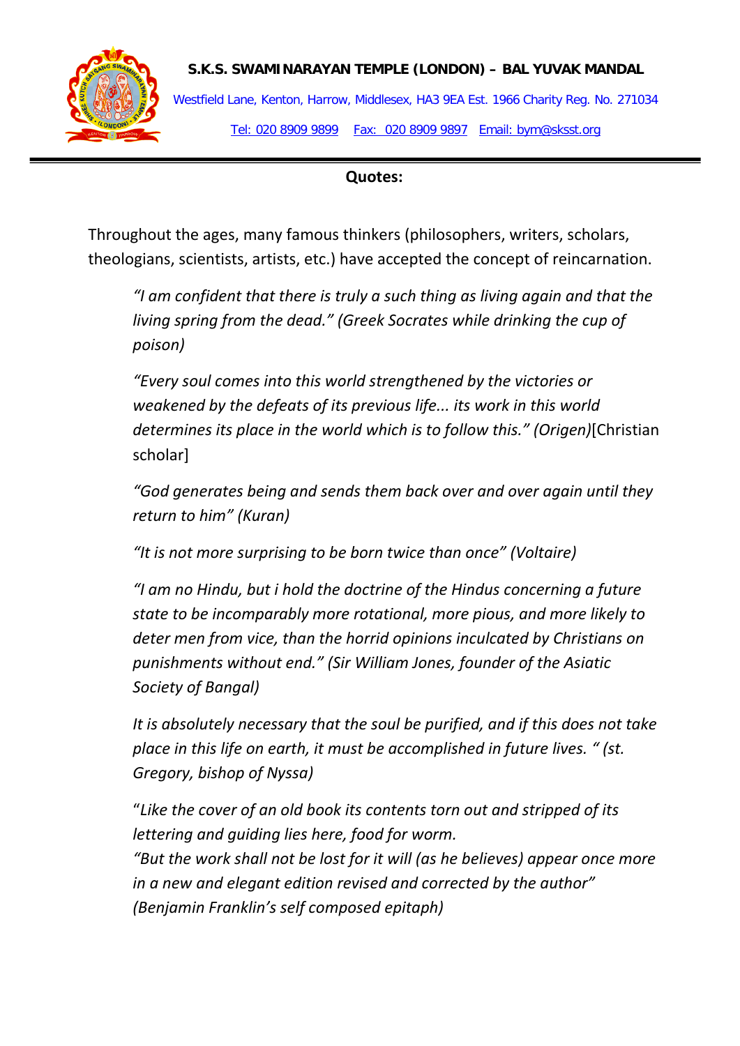**S.K.S. SWAMINARAYAN TEMPLE (LONDON) – BAL YUVAK MANDAL**

Westfield Lane, Kenton, Harrow, Middlesex, HA3 9EA Est. 1966 Charity Reg. No. 271034

Tel: 020 8909 9899 Fax: 020 8909 9897 Email: bym@sksst.org

---

**Quotes:**

Throughout the ages, many famous thinkers (philosophers, writers, scholars, theologians, scientists, artists, etc.) have accepted the concept of reincarnation.

> *"I am confident that there is truly a such thing as living again and that the living spring from the dead." (Greek Socrates while drinking the cup of poison)*
>
> *"Every soul comes into this world strengthened by the victories or weakened by the defeats of its previous life... its work in this world determines its place in the world which is to follow this." (Origen)*[Christian scholar]
>
> *"God generates being and sends them back over and over again until they return to him" (Kuran)*
>
> *"It is not more surprising to be born twice than once" (Voltaire)*
>
> *"I am no Hindu, but i hold the doctrine of the Hindus concerning a future state to be incomparably more rotational, more pious, and more likely to deter men from vice, than the horrid opinions inculcated by Christians on punishments without end." (Sir William Jones, founder of the Asiatic Society of Bangal)*
>
> *It is absolutely necessary that the soul be purified, and if this does not take place in this life on earth, it must be accomplished in future lives. " (st. Gregory, bishop of Nyssa)*
>
> "*Like the cover of an old book its contents torn out and stripped of its lettering and guiding lies here, food for worm.*
> *"But the work shall not be lost for it will (as he believes) appear once more in a new and elegant edition revised and corrected by the author" (Benjamin Franklin's self composed epitaph)*